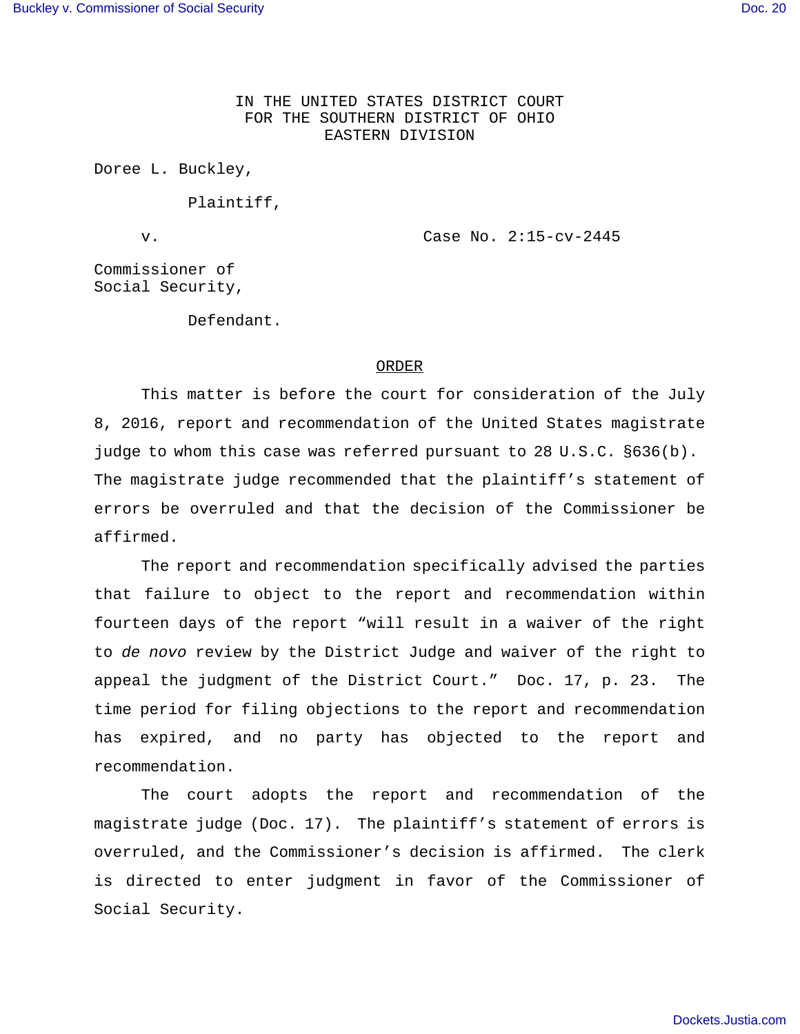IN THE UNITED STATES DISTRICT COURT
FOR THE SOUTHERN DISTRICT OF OHIO
EASTERN DIVISION

Doree L. Buckley,

Plaintiff,

v. Case No. 2:15-cv-2445

Commissioner of
Social Security,

Defendant.

## ORDER

This matter is before the court for consideration of the July 8, 2016, report and recommendation of the United States magistrate judge to whom this case was referred pursuant to 28 U.S.C. §636(b). The magistrate judge recommended that the plaintiff's statement of errors be overruled and that the decision of the Commissioner be affirmed.

The report and recommendation specifically advised the parties that failure to object to the report and recommendation within fourteen days of the report "will result in a waiver of the right to *de novo* review by the District Judge and waiver of the right to appeal the judgment of the District Court." Doc. 17, p. 23. The time period for filing objections to the report and recommendation has expired, and no party has objected to the report and recommendation.

The court adopts the report and recommendation of the magistrate judge (Doc. 17). The plaintiff's statement of errors is overruled, and the Commissioner's decision is affirmed. The clerk is directed to enter judgment in favor of the Commissioner of Social Security.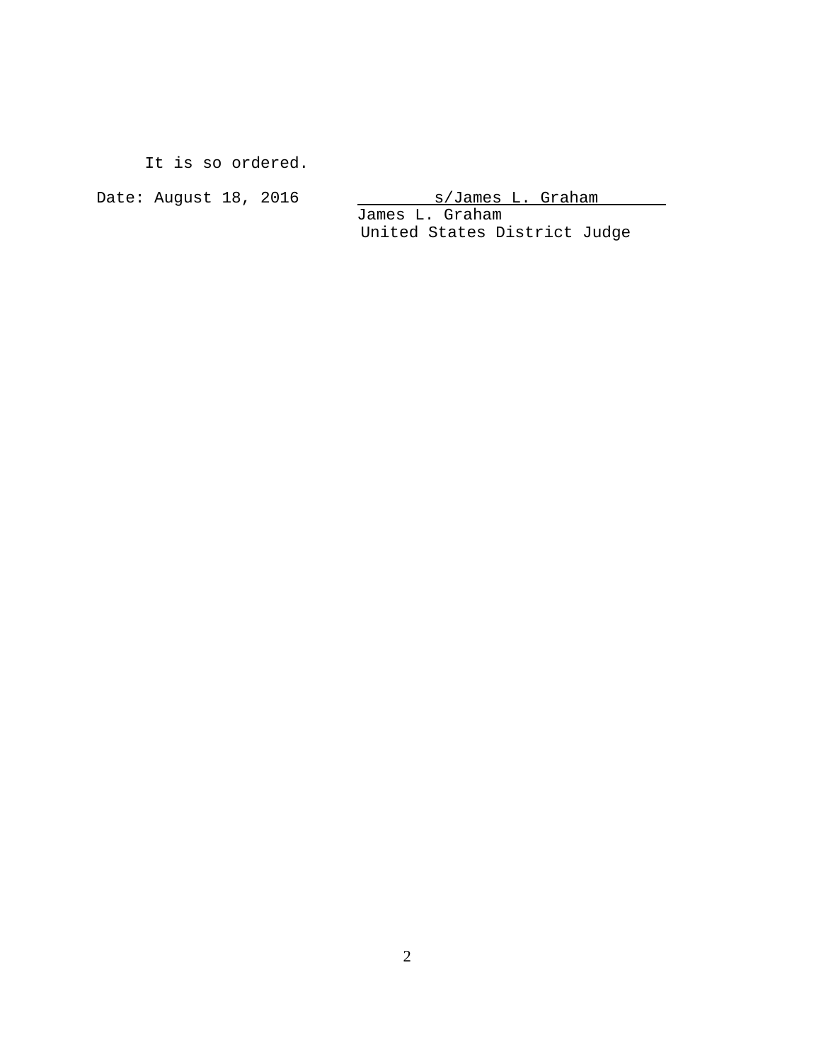It is so ordered.

Date: August 18, 2016

s/James L. Graham

James L. Graham
United States District Judge